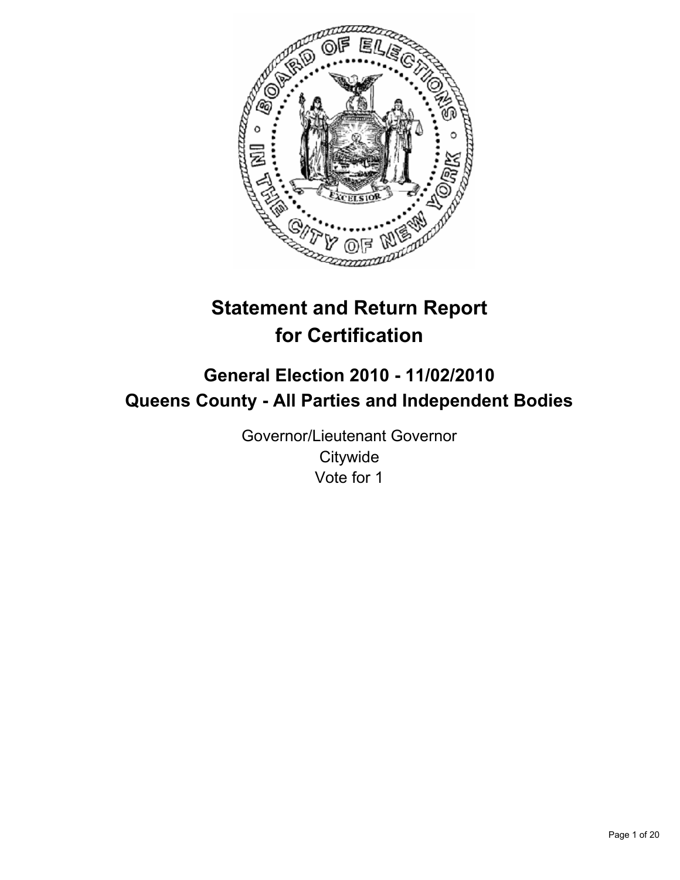# Statement and Return Report for Certification

## General Election 2010 - 11/02/2010
## Queens County - All Parties and Independent Bodies

Governor/Lieutenant Governor
Citywide
Vote for 1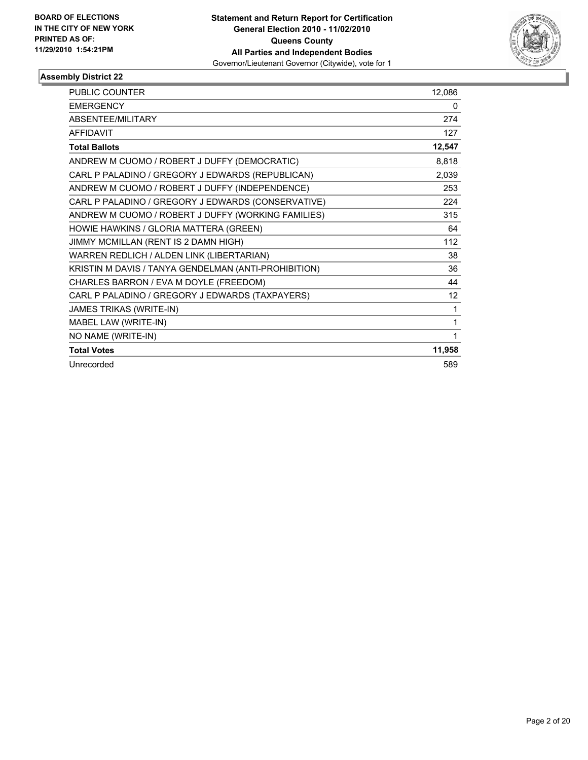**BOARD OF ELECTIONS IN THE CITY OF NEW YORK PRINTED AS OF: 11/29/2010 1:54:21PM**

**Statement and Return Report for Certification**
**General Election 2010 - 11/02/2010**
**Queens County**
**All Parties and Independent Bodies**
Governor/Lieutenant Governor (Citywide), vote for 1

## Assembly District 22

| | |
|---|---|
| PUBLIC COUNTER | 12,086 |
| EMERGENCY | 0 |
| ABSENTEE/MILITARY | 274 |
| AFFIDAVIT | 127 |
| **Total Ballots** | **12,547** |
| ANDREW M CUOMO / ROBERT J DUFFY (DEMOCRATIC) | 8,818 |
| CARL P PALADINO / GREGORY J EDWARDS (REPUBLICAN) | 2,039 |
| ANDREW M CUOMO / ROBERT J DUFFY (INDEPENDENCE) | 253 |
| CARL P PALADINO / GREGORY J EDWARDS (CONSERVATIVE) | 224 |
| ANDREW M CUOMO / ROBERT J DUFFY (WORKING FAMILIES) | 315 |
| HOWIE HAWKINS / GLORIA MATTERA (GREEN) | 64 |
| JIMMY MCMILLAN (RENT IS 2 DAMN HIGH) | 112 |
| WARREN REDLICH / ALDEN LINK (LIBERTARIAN) | 38 |
| KRISTIN M DAVIS / TANYA GENDELMAN (ANTI-PROHIBITION) | 36 |
| CHARLES BARRON / EVA M DOYLE (FREEDOM) | 44 |
| CARL P PALADINO / GREGORY J EDWARDS (TAXPAYERS) | 12 |
| JAMES TRIKAS (WRITE-IN) | 1 |
| MABEL LAW (WRITE-IN) | 1 |
| NO NAME (WRITE-IN) | 1 |
| **Total Votes** | **11,958** |
| Unrecorded | 589 |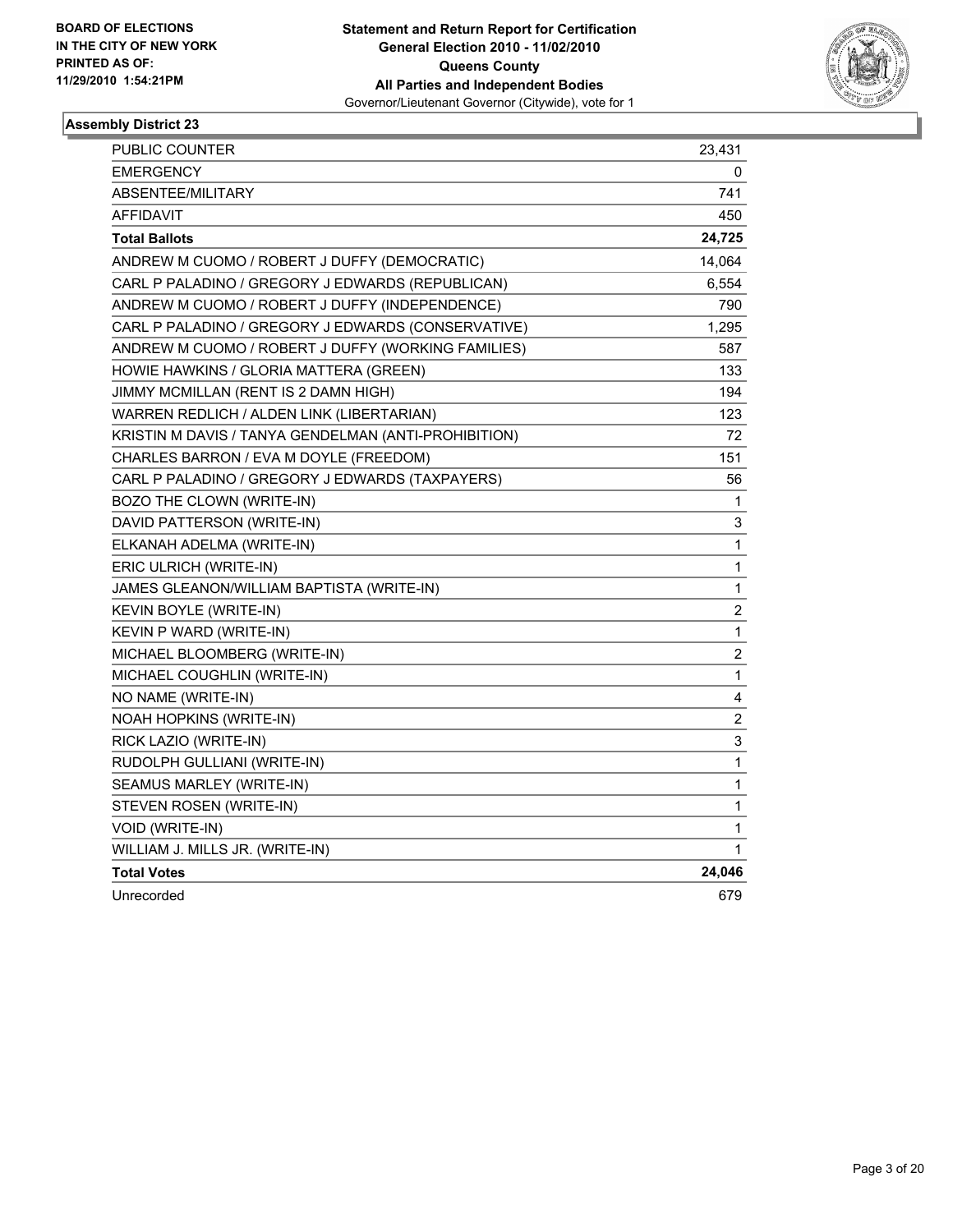**BOARD OF ELECTIONS IN THE CITY OF NEW YORK PRINTED AS OF: 11/29/2010 1:54:21PM**

**Statement and Return Report for Certification General Election 2010 - 11/02/2010 Queens County All Parties and Independent Bodies**
Governor/Lieutenant Governor (Citywide), vote for 1

## Assembly District 23

| | |
|---|---|
| PUBLIC COUNTER | 23,431 |
| EMERGENCY | 0 |
| ABSENTEE/MILITARY | 741 |
| AFFIDAVIT | 450 |
| **Total Ballots** | **24,725** |
| ANDREW M CUOMO / ROBERT J DUFFY (DEMOCRATIC) | 14,064 |
| CARL P PALADINO / GREGORY J EDWARDS (REPUBLICAN) | 6,554 |
| ANDREW M CUOMO / ROBERT J DUFFY (INDEPENDENCE) | 790 |
| CARL P PALADINO / GREGORY J EDWARDS (CONSERVATIVE) | 1,295 |
| ANDREW M CUOMO / ROBERT J DUFFY (WORKING FAMILIES) | 587 |
| HOWIE HAWKINS / GLORIA MATTERA (GREEN) | 133 |
| JIMMY MCMILLAN (RENT IS 2 DAMN HIGH) | 194 |
| WARREN REDLICH / ALDEN LINK (LIBERTARIAN) | 123 |
| KRISTIN M DAVIS / TANYA GENDELMAN (ANTI-PROHIBITION) | 72 |
| CHARLES BARRON / EVA M DOYLE (FREEDOM) | 151 |
| CARL P PALADINO / GREGORY J EDWARDS (TAXPAYERS) | 56 |
| BOZO THE CLOWN (WRITE-IN) | 1 |
| DAVID PATTERSON (WRITE-IN) | 3 |
| ELKANAH ADELMA (WRITE-IN) | 1 |
| ERIC ULRICH (WRITE-IN) | 1 |
| JAMES GLEANON/WILLIAM BAPTISTA (WRITE-IN) | 1 |
| KEVIN BOYLE (WRITE-IN) | 2 |
| KEVIN P WARD (WRITE-IN) | 1 |
| MICHAEL BLOOMBERG (WRITE-IN) | 2 |
| MICHAEL COUGHLIN (WRITE-IN) | 1 |
| NO NAME (WRITE-IN) | 4 |
| NOAH HOPKINS (WRITE-IN) | 2 |
| RICK LAZIO (WRITE-IN) | 3 |
| RUDOLPH GULLIANI (WRITE-IN) | 1 |
| SEAMUS MARLEY (WRITE-IN) | 1 |
| STEVEN ROSEN (WRITE-IN) | 1 |
| VOID (WRITE-IN) | 1 |
| WILLIAM J. MILLS JR. (WRITE-IN) | 1 |
| **Total Votes** | **24,046** |
| Unrecorded | 679 |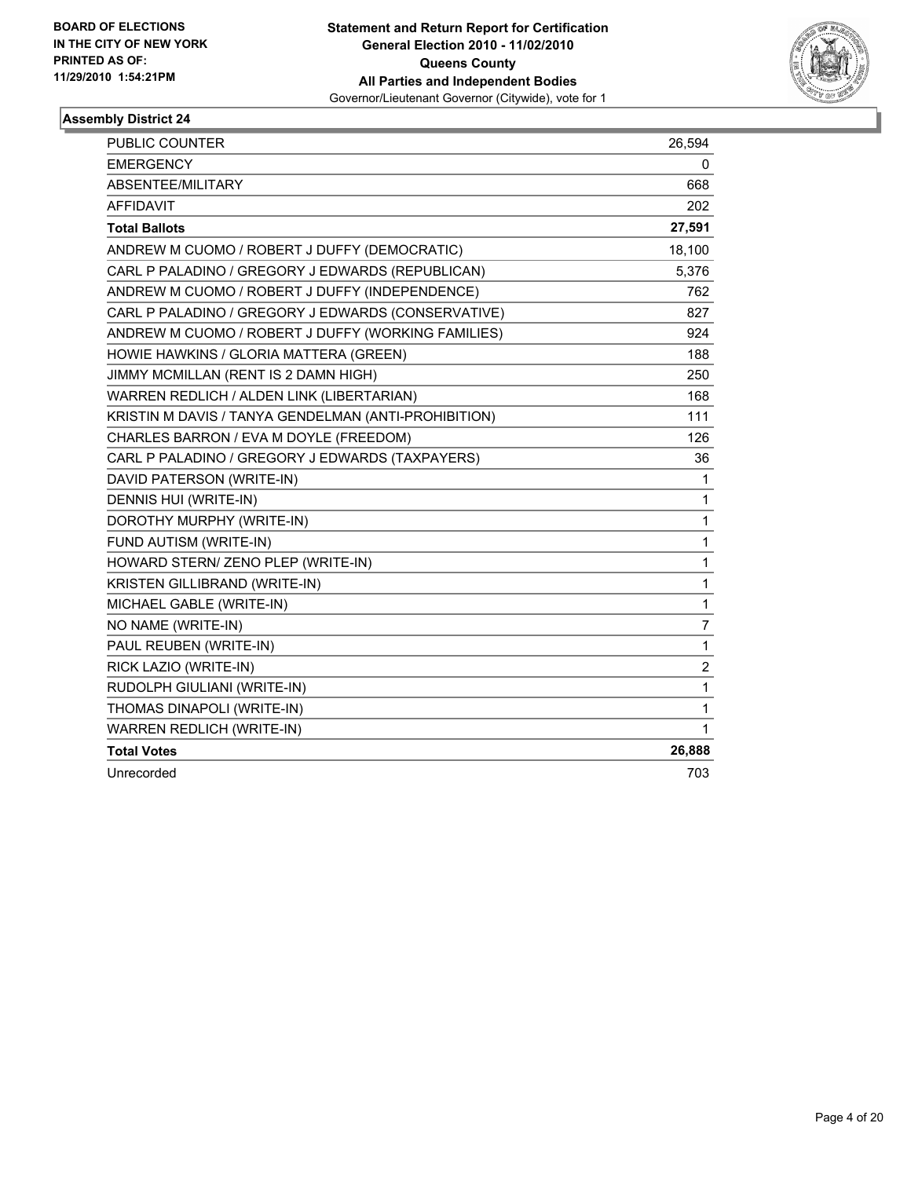**BOARD OF ELECTIONS IN THE CITY OF NEW YORK PRINTED AS OF: 11/29/2010 1:54:21PM**

**Statement and Return Report for Certification General Election 2010 - 11/02/2010 Queens County All Parties and Independent Bodies**
Governor/Lieutenant Governor (Citywide), vote for 1

### Assembly District 24

| | |
|---|---|
| PUBLIC COUNTER | 26,594 |
| EMERGENCY | 0 |
| ABSENTEE/MILITARY | 668 |
| AFFIDAVIT | 202 |
| **Total Ballots** | **27,591** |
| ANDREW M CUOMO / ROBERT J DUFFY (DEMOCRATIC) | 18,100 |
| CARL P PALADINO / GREGORY J EDWARDS (REPUBLICAN) | 5,376 |
| ANDREW M CUOMO / ROBERT J DUFFY (INDEPENDENCE) | 762 |
| CARL P PALADINO / GREGORY J EDWARDS (CONSERVATIVE) | 827 |
| ANDREW M CUOMO / ROBERT J DUFFY (WORKING FAMILIES) | 924 |
| HOWIE HAWKINS / GLORIA MATTERA (GREEN) | 188 |
| JIMMY MCMILLAN (RENT IS 2 DAMN HIGH) | 250 |
| WARREN REDLICH / ALDEN LINK (LIBERTARIAN) | 168 |
| KRISTIN M DAVIS / TANYA GENDELMAN (ANTI-PROHIBITION) | 111 |
| CHARLES BARRON / EVA M DOYLE (FREEDOM) | 126 |
| CARL P PALADINO / GREGORY J EDWARDS (TAXPAYERS) | 36 |
| DAVID PATERSON (WRITE-IN) | 1 |
| DENNIS HUI (WRITE-IN) | 1 |
| DOROTHY MURPHY (WRITE-IN) | 1 |
| FUND AUTISM (WRITE-IN) | 1 |
| HOWARD STERN/ ZENO PLEP (WRITE-IN) | 1 |
| KRISTEN GILLIBRAND (WRITE-IN) | 1 |
| MICHAEL GABLE (WRITE-IN) | 1 |
| NO NAME (WRITE-IN) | 7 |
| PAUL REUBEN (WRITE-IN) | 1 |
| RICK LAZIO (WRITE-IN) | 2 |
| RUDOLPH GIULIANI (WRITE-IN) | 1 |
| THOMAS DINAPOLI (WRITE-IN) | 1 |
| WARREN REDLICH (WRITE-IN) | 1 |
| **Total Votes** | **26,888** |
| Unrecorded | 703 |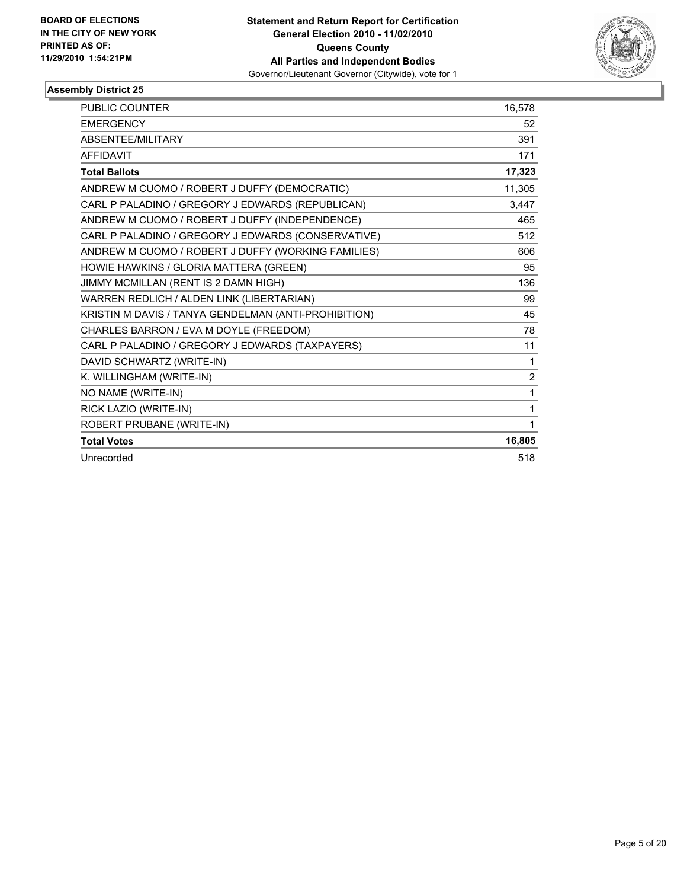**BOARD OF ELECTIONS IN THE CITY OF NEW YORK PRINTED AS OF: 11/29/2010 1:54:21PM**

**Statement and Return Report for Certification**
**General Election 2010 - 11/02/2010**
**Queens County**
**All Parties and Independent Bodies**
Governor/Lieutenant Governor (Citywide), vote for 1

## Assembly District 25

| | |
|---|---|
| PUBLIC COUNTER | 16,578 |
| EMERGENCY | 52 |
| ABSENTEE/MILITARY | 391 |
| AFFIDAVIT | 171 |
| **Total Ballots** | **17,323** |
| ANDREW M CUOMO / ROBERT J DUFFY (DEMOCRATIC) | 11,305 |
| CARL P PALADINO / GREGORY J EDWARDS (REPUBLICAN) | 3,447 |
| ANDREW M CUOMO / ROBERT J DUFFY (INDEPENDENCE) | 465 |
| CARL P PALADINO / GREGORY J EDWARDS (CONSERVATIVE) | 512 |
| ANDREW M CUOMO / ROBERT J DUFFY (WORKING FAMILIES) | 606 |
| HOWIE HAWKINS / GLORIA MATTERA (GREEN) | 95 |
| JIMMY MCMILLAN (RENT IS 2 DAMN HIGH) | 136 |
| WARREN REDLICH / ALDEN LINK (LIBERTARIAN) | 99 |
| KRISTIN M DAVIS / TANYA GENDELMAN (ANTI-PROHIBITION) | 45 |
| CHARLES BARRON / EVA M DOYLE (FREEDOM) | 78 |
| CARL P PALADINO / GREGORY J EDWARDS (TAXPAYERS) | 11 |
| DAVID SCHWARTZ (WRITE-IN) | 1 |
| K. WILLINGHAM (WRITE-IN) | 2 |
| NO NAME (WRITE-IN) | 1 |
| RICK LAZIO (WRITE-IN) | 1 |
| ROBERT PRUBANE (WRITE-IN) | 1 |
| **Total Votes** | **16,805** |
| Unrecorded | 518 |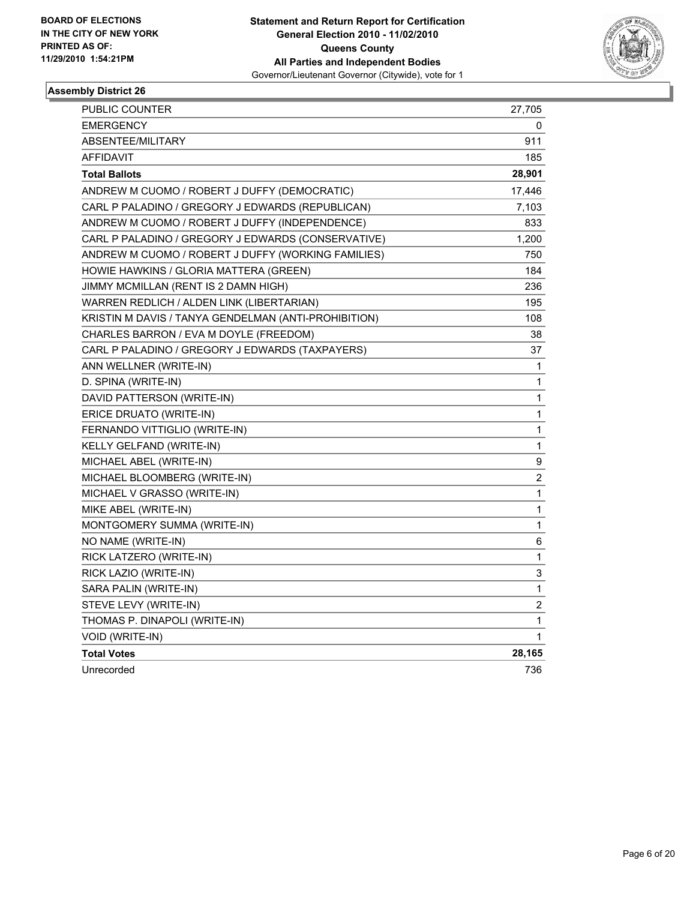BOARD OF ELECTIONS
IN THE CITY OF NEW YORK
PRINTED AS OF:
11/29/2010 1:54:21PM

**Statement and Return Report for Certification**
**General Election 2010 - 11/02/2010**
**Queens County**
**All Parties and Independent Bodies**
Governor/Lieutenant Governor (Citywide), vote for 1

### Assembly District 26

| | |
|---|---|
| PUBLIC COUNTER | 27,705 |
| EMERGENCY | 0 |
| ABSENTEE/MILITARY | 911 |
| AFFIDAVIT | 185 |
| **Total Ballots** | **28,901** |
| ANDREW M CUOMO / ROBERT J DUFFY (DEMOCRATIC) | 17,446 |
| CARL P PALADINO / GREGORY J EDWARDS (REPUBLICAN) | 7,103 |
| ANDREW M CUOMO / ROBERT J DUFFY (INDEPENDENCE) | 833 |
| CARL P PALADINO / GREGORY J EDWARDS (CONSERVATIVE) | 1,200 |
| ANDREW M CUOMO / ROBERT J DUFFY (WORKING FAMILIES) | 750 |
| HOWIE HAWKINS / GLORIA MATTERA (GREEN) | 184 |
| JIMMY MCMILLAN (RENT IS 2 DAMN HIGH) | 236 |
| WARREN REDLICH / ALDEN LINK (LIBERTARIAN) | 195 |
| KRISTIN M DAVIS / TANYA GENDELMAN (ANTI-PROHIBITION) | 108 |
| CHARLES BARRON / EVA M DOYLE (FREEDOM) | 38 |
| CARL P PALADINO / GREGORY J EDWARDS (TAXPAYERS) | 37 |
| ANN WELLNER (WRITE-IN) | 1 |
| D. SPINA (WRITE-IN) | 1 |
| DAVID PATTERSON (WRITE-IN) | 1 |
| ERICE DRUATO (WRITE-IN) | 1 |
| FERNANDO VITTIGLIO (WRITE-IN) | 1 |
| KELLY GELFAND (WRITE-IN) | 1 |
| MICHAEL ABEL (WRITE-IN) | 9 |
| MICHAEL BLOOMBERG (WRITE-IN) | 2 |
| MICHAEL V GRASSO (WRITE-IN) | 1 |
| MIKE ABEL (WRITE-IN) | 1 |
| MONTGOMERY SUMMA (WRITE-IN) | 1 |
| NO NAME (WRITE-IN) | 6 |
| RICK LATZERO (WRITE-IN) | 1 |
| RICK LAZIO (WRITE-IN) | 3 |
| SARA PALIN (WRITE-IN) | 1 |
| STEVE LEVY (WRITE-IN) | 2 |
| THOMAS P. DINAPOLI (WRITE-IN) | 1 |
| VOID (WRITE-IN) | 1 |
| **Total Votes** | **28,165** |
| Unrecorded | 736 |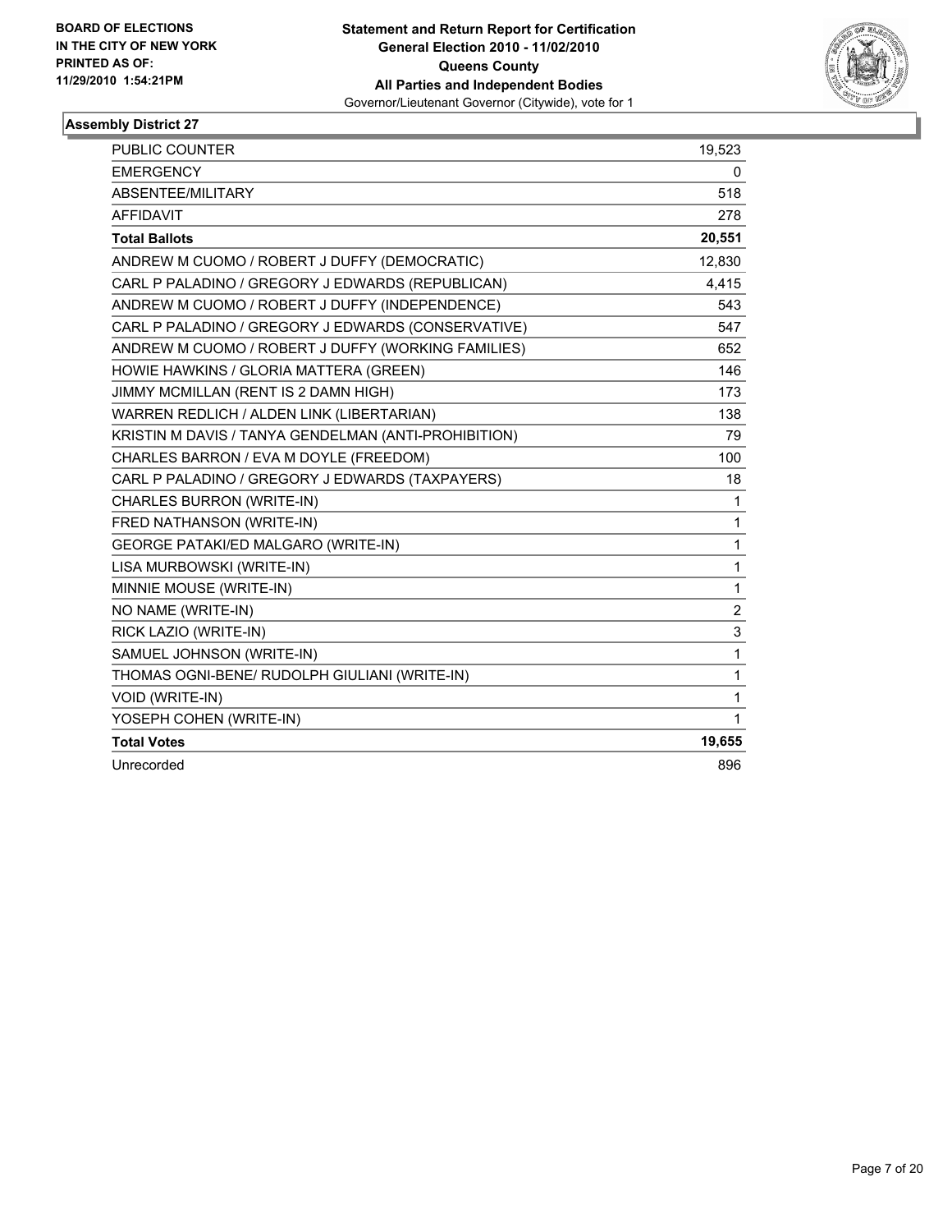**BOARD OF ELECTIONS IN THE CITY OF NEW YORK PRINTED AS OF: 11/29/2010 1:54:21PM**

**Statement and Return Report for Certification General Election 2010 - 11/02/2010 Queens County All Parties and Independent Bodies**
Governor/Lieutenant Governor (Citywide), vote for 1

## Assembly District 27

| | |
|---|---|
| PUBLIC COUNTER | 19,523 |
| EMERGENCY | 0 |
| ABSENTEE/MILITARY | 518 |
| AFFIDAVIT | 278 |
| **Total Ballots** | **20,551** |
| ANDREW M CUOMO / ROBERT J DUFFY (DEMOCRATIC) | 12,830 |
| CARL P PALADINO / GREGORY J EDWARDS (REPUBLICAN) | 4,415 |
| ANDREW M CUOMO / ROBERT J DUFFY (INDEPENDENCE) | 543 |
| CARL P PALADINO / GREGORY J EDWARDS (CONSERVATIVE) | 547 |
| ANDREW M CUOMO / ROBERT J DUFFY (WORKING FAMILIES) | 652 |
| HOWIE HAWKINS / GLORIA MATTERA (GREEN) | 146 |
| JIMMY MCMILLAN (RENT IS 2 DAMN HIGH) | 173 |
| WARREN REDLICH / ALDEN LINK (LIBERTARIAN) | 138 |
| KRISTIN M DAVIS / TANYA GENDELMAN (ANTI-PROHIBITION) | 79 |
| CHARLES BARRON / EVA M DOYLE (FREEDOM) | 100 |
| CARL P PALADINO / GREGORY J EDWARDS (TAXPAYERS) | 18 |
| CHARLES BURRON (WRITE-IN) | 1 |
| FRED NATHANSON (WRITE-IN) | 1 |
| GEORGE PATAKI/ED MALGARO (WRITE-IN) | 1 |
| LISA MURBOWSKI (WRITE-IN) | 1 |
| MINNIE MOUSE (WRITE-IN) | 1 |
| NO NAME (WRITE-IN) | 2 |
| RICK LAZIO (WRITE-IN) | 3 |
| SAMUEL JOHNSON (WRITE-IN) | 1 |
| THOMAS OGNI-BENE/ RUDOLPH GIULIANI (WRITE-IN) | 1 |
| VOID (WRITE-IN) | 1 |
| YOSEPH COHEN (WRITE-IN) | 1 |
| **Total Votes** | **19,655** |
| Unrecorded | 896 |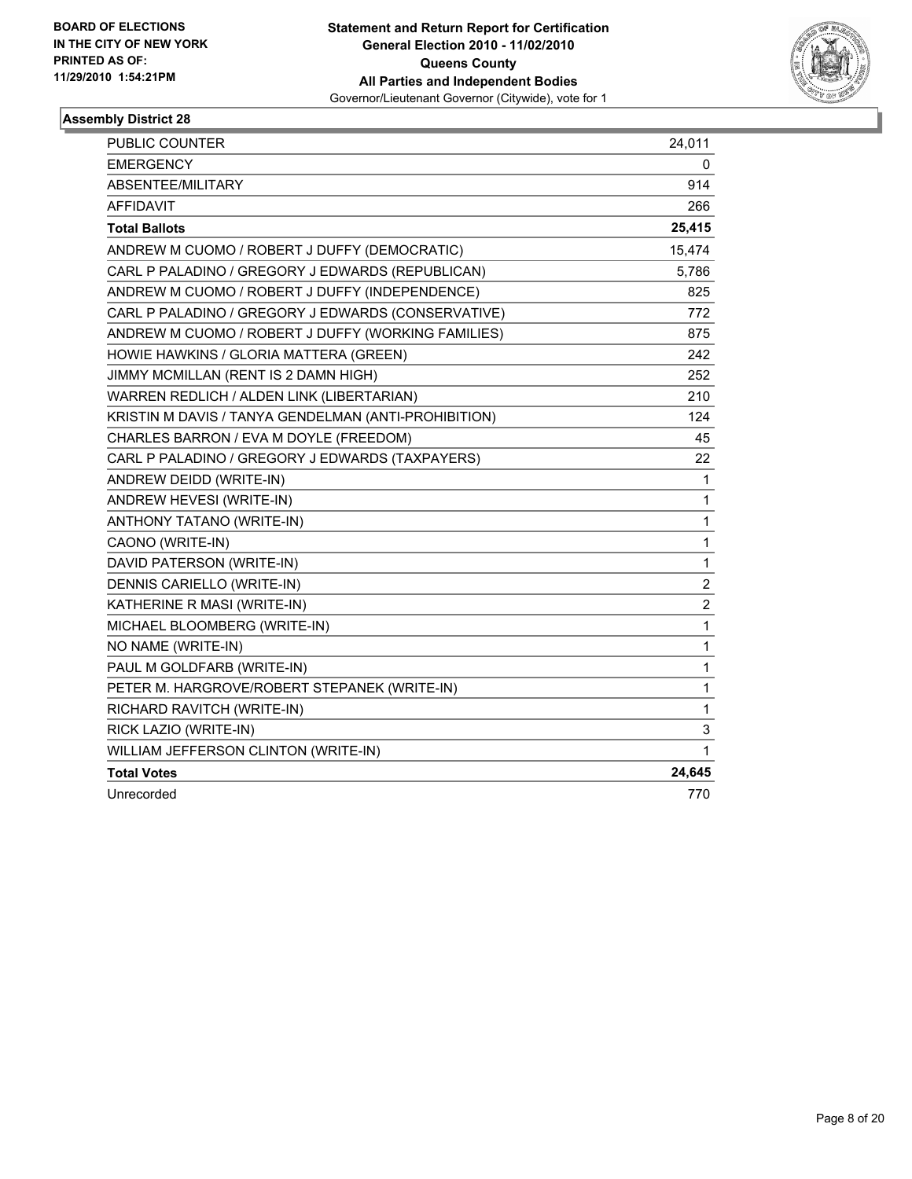BOARD OF ELECTIONS
IN THE CITY OF NEW YORK
PRINTED AS OF:
11/29/2010 1:54:21PM

**Statement and Return Report for Certification**
**General Election 2010 - 11/02/2010**
**Queens County**
**All Parties and Independent Bodies**
Governor/Lieutenant Governor (Citywide), vote for 1

## Assembly District 28

| | |
|---|---|
| PUBLIC COUNTER | 24,011 |
| EMERGENCY | 0 |
| ABSENTEE/MILITARY | 914 |
| AFFIDAVIT | 266 |
| **Total Ballots** | **25,415** |
| ANDREW M CUOMO / ROBERT J DUFFY (DEMOCRATIC) | 15,474 |
| CARL P PALADINO / GREGORY J EDWARDS (REPUBLICAN) | 5,786 |
| ANDREW M CUOMO / ROBERT J DUFFY (INDEPENDENCE) | 825 |
| CARL P PALADINO / GREGORY J EDWARDS (CONSERVATIVE) | 772 |
| ANDREW M CUOMO / ROBERT J DUFFY (WORKING FAMILIES) | 875 |
| HOWIE HAWKINS / GLORIA MATTERA (GREEN) | 242 |
| JIMMY MCMILLAN (RENT IS 2 DAMN HIGH) | 252 |
| WARREN REDLICH / ALDEN LINK (LIBERTARIAN) | 210 |
| KRISTIN M DAVIS / TANYA GENDELMAN (ANTI-PROHIBITION) | 124 |
| CHARLES BARRON / EVA M DOYLE (FREEDOM) | 45 |
| CARL P PALADINO / GREGORY J EDWARDS (TAXPAYERS) | 22 |
| ANDREW DEIDD (WRITE-IN) | 1 |
| ANDREW HEVESI (WRITE-IN) | 1 |
| ANTHONY TATANO (WRITE-IN) | 1 |
| CAONO (WRITE-IN) | 1 |
| DAVID PATERSON (WRITE-IN) | 1 |
| DENNIS CARIELLO (WRITE-IN) | 2 |
| KATHERINE R MASI (WRITE-IN) | 2 |
| MICHAEL BLOOMBERG (WRITE-IN) | 1 |
| NO NAME (WRITE-IN) | 1 |
| PAUL M GOLDFARB (WRITE-IN) | 1 |
| PETER M. HARGROVE/ROBERT STEPANEK (WRITE-IN) | 1 |
| RICHARD RAVITCH (WRITE-IN) | 1 |
| RICK LAZIO (WRITE-IN) | 3 |
| WILLIAM JEFFERSON CLINTON (WRITE-IN) | 1 |
| **Total Votes** | **24,645** |
| Unrecorded | 770 |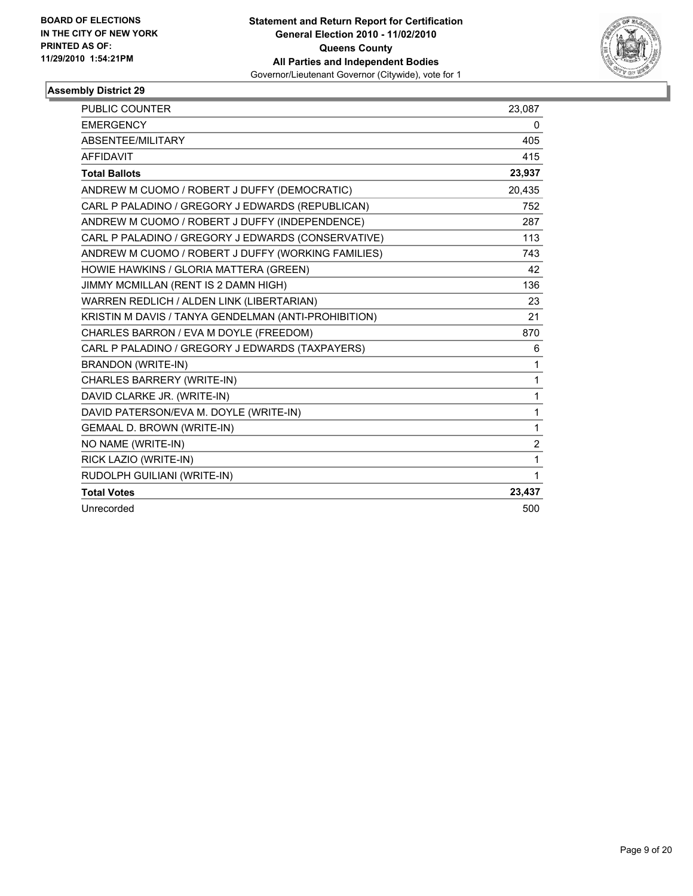**BOARD OF ELECTIONS IN THE CITY OF NEW YORK PRINTED AS OF: 11/29/2010 1:54:21PM**

**Statement and Return Report for Certification General Election 2010 - 11/02/2010 Queens County All Parties and Independent Bodies**
Governor/Lieutenant Governor (Citywide), vote for 1

## Assembly District 29

| | |
|---|---|
| PUBLIC COUNTER | 23,087 |
| EMERGENCY | 0 |
| ABSENTEE/MILITARY | 405 |
| AFFIDAVIT | 415 |
| **Total Ballots** | **23,937** |
| ANDREW M CUOMO / ROBERT J DUFFY (DEMOCRATIC) | 20,435 |
| CARL P PALADINO / GREGORY J EDWARDS (REPUBLICAN) | 752 |
| ANDREW M CUOMO / ROBERT J DUFFY (INDEPENDENCE) | 287 |
| CARL P PALADINO / GREGORY J EDWARDS (CONSERVATIVE) | 113 |
| ANDREW M CUOMO / ROBERT J DUFFY (WORKING FAMILIES) | 743 |
| HOWIE HAWKINS / GLORIA MATTERA (GREEN) | 42 |
| JIMMY MCMILLAN (RENT IS 2 DAMN HIGH) | 136 |
| WARREN REDLICH / ALDEN LINK (LIBERTARIAN) | 23 |
| KRISTIN M DAVIS / TANYA GENDELMAN (ANTI-PROHIBITION) | 21 |
| CHARLES BARRON / EVA M DOYLE (FREEDOM) | 870 |
| CARL P PALADINO / GREGORY J EDWARDS (TAXPAYERS) | 6 |
| BRANDON (WRITE-IN) | 1 |
| CHARLES BARRERY (WRITE-IN) | 1 |
| DAVID CLARKE JR. (WRITE-IN) | 1 |
| DAVID PATERSON/EVA M. DOYLE (WRITE-IN) | 1 |
| GEMAAL D. BROWN (WRITE-IN) | 1 |
| NO NAME (WRITE-IN) | 2 |
| RICK LAZIO (WRITE-IN) | 1 |
| RUDOLPH GUILIANI (WRITE-IN) | 1 |
| **Total Votes** | **23,437** |
| Unrecorded | 500 |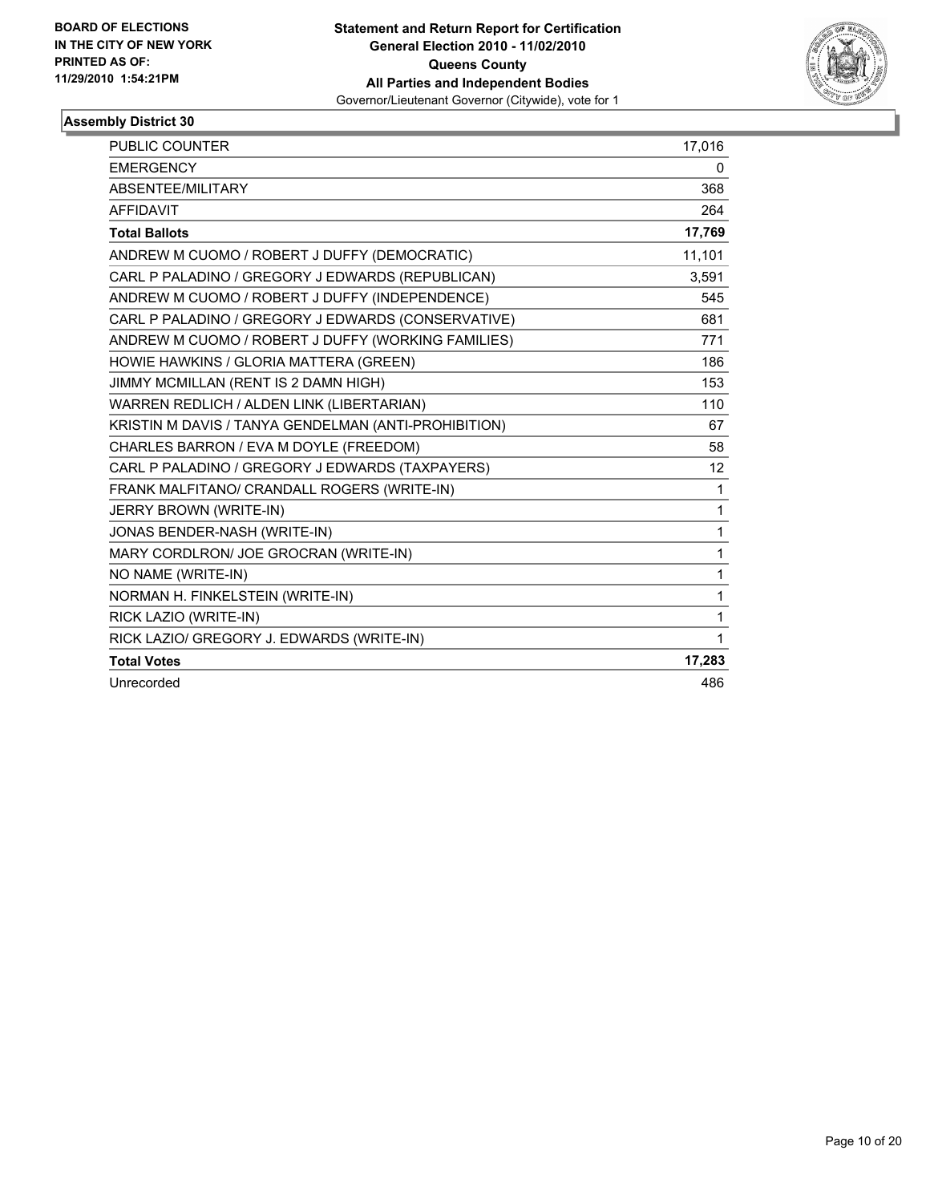**BOARD OF ELECTIONS IN THE CITY OF NEW YORK PRINTED AS OF: 11/29/2010 1:54:21PM**

**Statement and Return Report for Certification**
**General Election 2010 - 11/02/2010**
**Queens County**
**All Parties and Independent Bodies**
Governor/Lieutenant Governor (Citywide), vote for 1

### Assembly District 30

| | |
|---|---|
| PUBLIC COUNTER | 17,016 |
| EMERGENCY | 0 |
| ABSENTEE/MILITARY | 368 |
| AFFIDAVIT | 264 |
| **Total Ballots** | **17,769** |
| ANDREW M CUOMO / ROBERT J DUFFY (DEMOCRATIC) | 11,101 |
| CARL P PALADINO / GREGORY J EDWARDS (REPUBLICAN) | 3,591 |
| ANDREW M CUOMO / ROBERT J DUFFY (INDEPENDENCE) | 545 |
| CARL P PALADINO / GREGORY J EDWARDS (CONSERVATIVE) | 681 |
| ANDREW M CUOMO / ROBERT J DUFFY (WORKING FAMILIES) | 771 |
| HOWIE HAWKINS / GLORIA MATTERA (GREEN) | 186 |
| JIMMY MCMILLAN (RENT IS 2 DAMN HIGH) | 153 |
| WARREN REDLICH / ALDEN LINK (LIBERTARIAN) | 110 |
| KRISTIN M DAVIS / TANYA GENDELMAN (ANTI-PROHIBITION) | 67 |
| CHARLES BARRON / EVA M DOYLE (FREEDOM) | 58 |
| CARL P PALADINO / GREGORY J EDWARDS (TAXPAYERS) | 12 |
| FRANK MALFITANO/ CRANDALL ROGERS (WRITE-IN) | 1 |
| JERRY BROWN (WRITE-IN) | 1 |
| JONAS BENDER-NASH (WRITE-IN) | 1 |
| MARY CORDLRON/ JOE GROCRAN (WRITE-IN) | 1 |
| NO NAME (WRITE-IN) | 1 |
| NORMAN H. FINKELSTEIN (WRITE-IN) | 1 |
| RICK LAZIO (WRITE-IN) | 1 |
| RICK LAZIO/ GREGORY J. EDWARDS (WRITE-IN) | 1 |
| **Total Votes** | **17,283** |
| Unrecorded | 486 |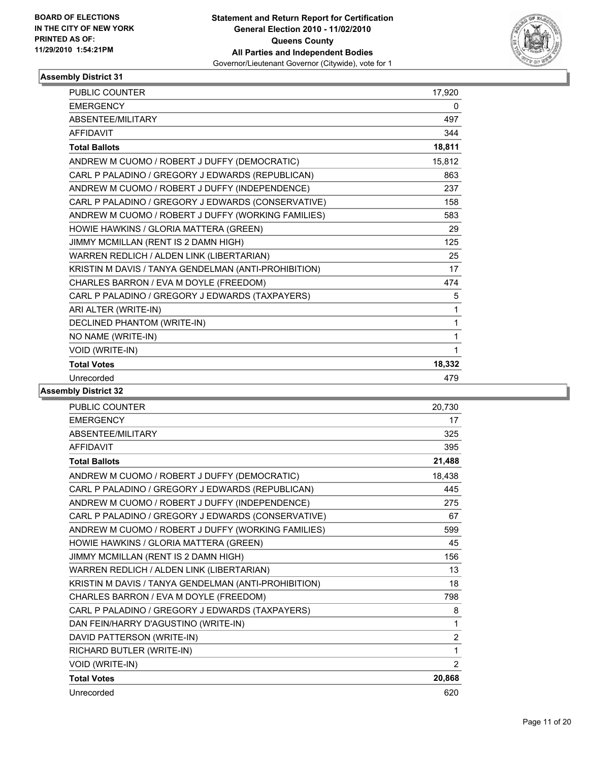BOARD OF ELECTIONS
IN THE CITY OF NEW YORK
PRINTED AS OF:
11/29/2010 1:54:21PM

**Statement and Return Report for Certification**
**General Election 2010 - 11/02/2010**
**Queens County**
**All Parties and Independent Bodies**
Governor/Lieutenant Governor (Citywide), vote for 1

### Assembly District 31

| | |
|---|---|
| PUBLIC COUNTER | 17,920 |
| EMERGENCY | 0 |
| ABSENTEE/MILITARY | 497 |
| AFFIDAVIT | 344 |
| **Total Ballots** | **18,811** |
| ANDREW M CUOMO / ROBERT J DUFFY (DEMOCRATIC) | 15,812 |
| CARL P PALADINO / GREGORY J EDWARDS (REPUBLICAN) | 863 |
| ANDREW M CUOMO / ROBERT J DUFFY (INDEPENDENCE) | 237 |
| CARL P PALADINO / GREGORY J EDWARDS (CONSERVATIVE) | 158 |
| ANDREW M CUOMO / ROBERT J DUFFY (WORKING FAMILIES) | 583 |
| HOWIE HAWKINS / GLORIA MATTERA (GREEN) | 29 |
| JIMMY MCMILLAN (RENT IS 2 DAMN HIGH) | 125 |
| WARREN REDLICH / ALDEN LINK (LIBERTARIAN) | 25 |
| KRISTIN M DAVIS / TANYA GENDELMAN (ANTI-PROHIBITION) | 17 |
| CHARLES BARRON / EVA M DOYLE (FREEDOM) | 474 |
| CARL P PALADINO / GREGORY J EDWARDS (TAXPAYERS) | 5 |
| ARI ALTER (WRITE-IN) | 1 |
| DECLINED PHANTOM (WRITE-IN) | 1 |
| NO NAME (WRITE-IN) | 1 |
| VOID (WRITE-IN) | 1 |
| **Total Votes** | **18,332** |
| Unrecorded | 479 |

### Assembly District 32

| | |
|---|---|
| PUBLIC COUNTER | 20,730 |
| EMERGENCY | 17 |
| ABSENTEE/MILITARY | 325 |
| AFFIDAVIT | 395 |
| **Total Ballots** | **21,488** |
| ANDREW M CUOMO / ROBERT J DUFFY (DEMOCRATIC) | 18,438 |
| CARL P PALADINO / GREGORY J EDWARDS (REPUBLICAN) | 445 |
| ANDREW M CUOMO / ROBERT J DUFFY (INDEPENDENCE) | 275 |
| CARL P PALADINO / GREGORY J EDWARDS (CONSERVATIVE) | 67 |
| ANDREW M CUOMO / ROBERT J DUFFY (WORKING FAMILIES) | 599 |
| HOWIE HAWKINS / GLORIA MATTERA (GREEN) | 45 |
| JIMMY MCMILLAN (RENT IS 2 DAMN HIGH) | 156 |
| WARREN REDLICH / ALDEN LINK (LIBERTARIAN) | 13 |
| KRISTIN M DAVIS / TANYA GENDELMAN (ANTI-PROHIBITION) | 18 |
| CHARLES BARRON / EVA M DOYLE (FREEDOM) | 798 |
| CARL P PALADINO / GREGORY J EDWARDS (TAXPAYERS) | 8 |
| DAN FEIN/HARRY D'AGUSTINO (WRITE-IN) | 1 |
| DAVID PATTERSON (WRITE-IN) | 2 |
| RICHARD BUTLER (WRITE-IN) | 1 |
| VOID (WRITE-IN) | 2 |
| **Total Votes** | **20,868** |
| Unrecorded | 620 |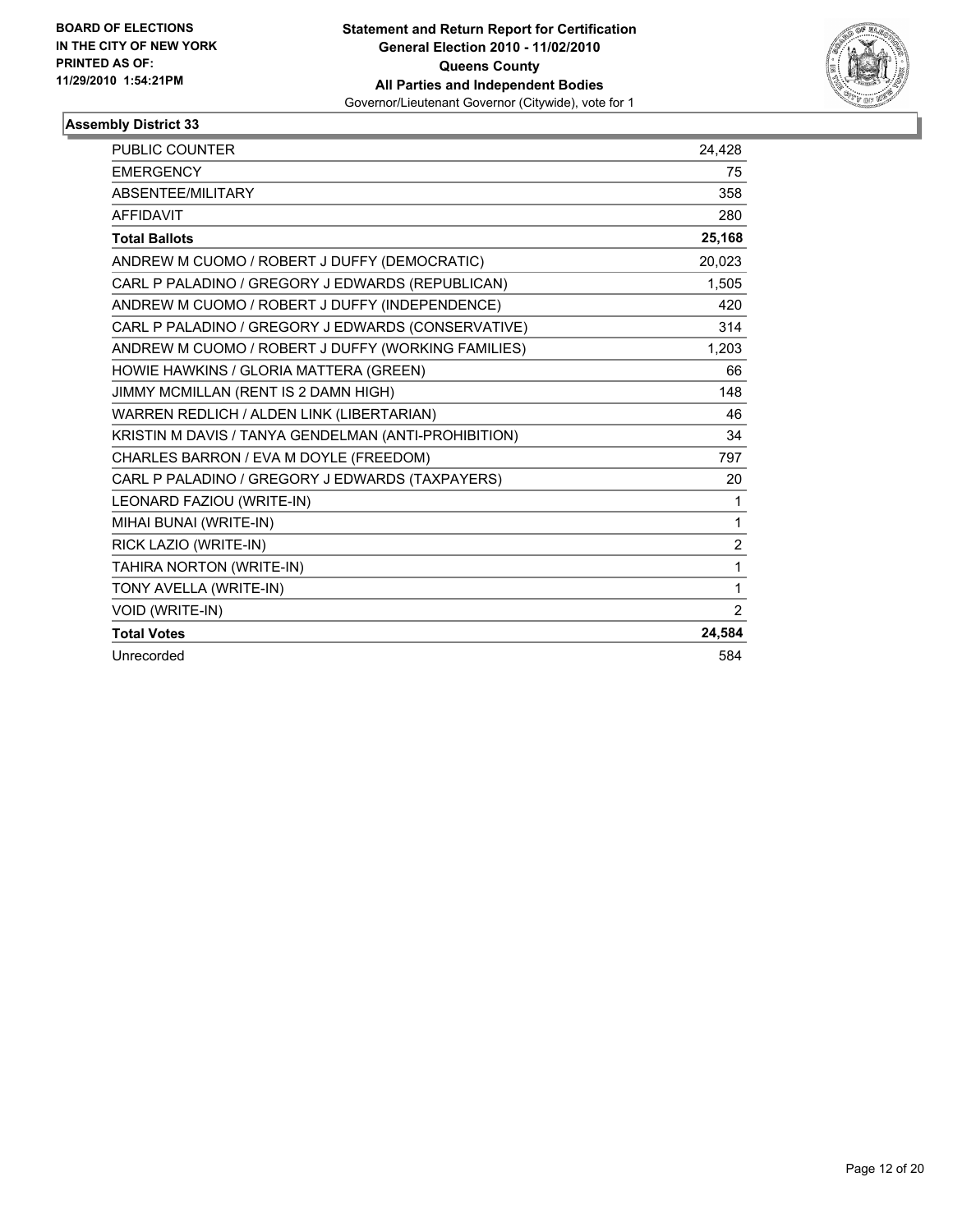**BOARD OF ELECTIONS IN THE CITY OF NEW YORK PRINTED AS OF: 11/29/2010 1:54:21PM**

**Statement and Return Report for Certification General Election 2010 - 11/02/2010 Queens County All Parties and Independent Bodies**
Governor/Lieutenant Governor (Citywide), vote for 1

## Assembly District 33

| | |
|---|---|
| PUBLIC COUNTER | 24,428 |
| EMERGENCY | 75 |
| ABSENTEE/MILITARY | 358 |
| AFFIDAVIT | 280 |
| **Total Ballots** | **25,168** |
| ANDREW M CUOMO / ROBERT J DUFFY (DEMOCRATIC) | 20,023 |
| CARL P PALADINO / GREGORY J EDWARDS (REPUBLICAN) | 1,505 |
| ANDREW M CUOMO / ROBERT J DUFFY (INDEPENDENCE) | 420 |
| CARL P PALADINO / GREGORY J EDWARDS (CONSERVATIVE) | 314 |
| ANDREW M CUOMO / ROBERT J DUFFY (WORKING FAMILIES) | 1,203 |
| HOWIE HAWKINS / GLORIA MATTERA (GREEN) | 66 |
| JIMMY MCMILLAN (RENT IS 2 DAMN HIGH) | 148 |
| WARREN REDLICH / ALDEN LINK (LIBERTARIAN) | 46 |
| KRISTIN M DAVIS / TANYA GENDELMAN (ANTI-PROHIBITION) | 34 |
| CHARLES BARRON / EVA M DOYLE (FREEDOM) | 797 |
| CARL P PALADINO / GREGORY J EDWARDS (TAXPAYERS) | 20 |
| LEONARD FAZIOU (WRITE-IN) | 1 |
| MIHAI BUNAI (WRITE-IN) | 1 |
| RICK LAZIO (WRITE-IN) | 2 |
| TAHIRA NORTON (WRITE-IN) | 1 |
| TONY AVELLA (WRITE-IN) | 1 |
| VOID (WRITE-IN) | 2 |
| **Total Votes** | **24,584** |
| Unrecorded | 584 |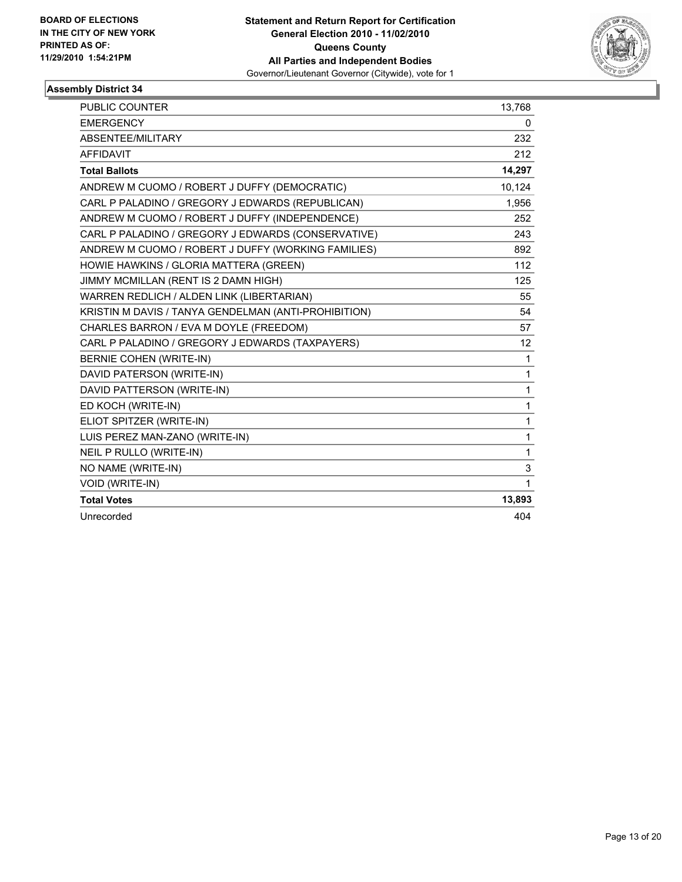**BOARD OF ELECTIONS IN THE CITY OF NEW YORK PRINTED AS OF: 11/29/2010 1:54:21PM**

**Statement and Return Report for Certification General Election 2010 - 11/02/2010 Queens County All Parties and Independent Bodies**

Governor/Lieutenant Governor (Citywide), vote for 1

### Assembly District 34

| | |
|---|---|
| PUBLIC COUNTER | 13,768 |
| EMERGENCY | 0 |
| ABSENTEE/MILITARY | 232 |
| AFFIDAVIT | 212 |
| **Total Ballots** | **14,297** |
| ANDREW M CUOMO / ROBERT J DUFFY (DEMOCRATIC) | 10,124 |
| CARL P PALADINO / GREGORY J EDWARDS (REPUBLICAN) | 1,956 |
| ANDREW M CUOMO / ROBERT J DUFFY (INDEPENDENCE) | 252 |
| CARL P PALADINO / GREGORY J EDWARDS (CONSERVATIVE) | 243 |
| ANDREW M CUOMO / ROBERT J DUFFY (WORKING FAMILIES) | 892 |
| HOWIE HAWKINS / GLORIA MATTERA (GREEN) | 112 |
| JIMMY MCMILLAN (RENT IS 2 DAMN HIGH) | 125 |
| WARREN REDLICH / ALDEN LINK (LIBERTARIAN) | 55 |
| KRISTIN M DAVIS / TANYA GENDELMAN (ANTI-PROHIBITION) | 54 |
| CHARLES BARRON / EVA M DOYLE (FREEDOM) | 57 |
| CARL P PALADINO / GREGORY J EDWARDS (TAXPAYERS) | 12 |
| BERNIE COHEN (WRITE-IN) | 1 |
| DAVID PATERSON (WRITE-IN) | 1 |
| DAVID PATTERSON (WRITE-IN) | 1 |
| ED KOCH (WRITE-IN) | 1 |
| ELIOT SPITZER (WRITE-IN) | 1 |
| LUIS PEREZ MAN-ZANO (WRITE-IN) | 1 |
| NEIL P RULLO (WRITE-IN) | 1 |
| NO NAME (WRITE-IN) | 3 |
| VOID (WRITE-IN) | 1 |
| **Total Votes** | **13,893** |
| Unrecorded | 404 |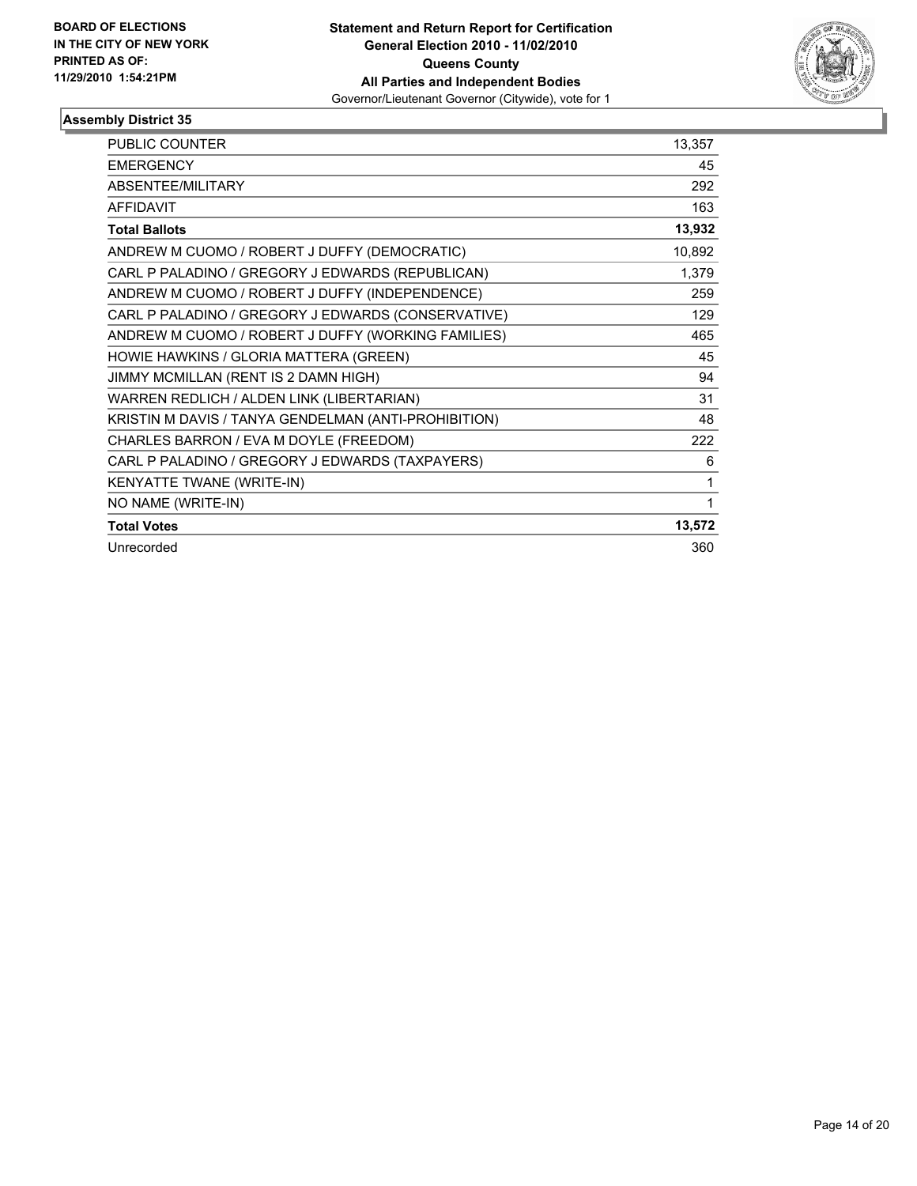**BOARD OF ELECTIONS IN THE CITY OF NEW YORK PRINTED AS OF: 11/29/2010 1:54:21PM**

**Statement and Return Report for Certification General Election 2010 - 11/02/2010 Queens County All Parties and Independent Bodies**
Governor/Lieutenant Governor (Citywide), vote for 1

## Assembly District 35

| | |
|---|---|
| PUBLIC COUNTER | 13,357 |
| EMERGENCY | 45 |
| ABSENTEE/MILITARY | 292 |
| AFFIDAVIT | 163 |
| **Total Ballots** | **13,932** |
| ANDREW M CUOMO / ROBERT J DUFFY (DEMOCRATIC) | 10,892 |
| CARL P PALADINO / GREGORY J EDWARDS (REPUBLICAN) | 1,379 |
| ANDREW M CUOMO / ROBERT J DUFFY (INDEPENDENCE) | 259 |
| CARL P PALADINO / GREGORY J EDWARDS (CONSERVATIVE) | 129 |
| ANDREW M CUOMO / ROBERT J DUFFY (WORKING FAMILIES) | 465 |
| HOWIE HAWKINS / GLORIA MATTERA (GREEN) | 45 |
| JIMMY MCMILLAN (RENT IS 2 DAMN HIGH) | 94 |
| WARREN REDLICH / ALDEN LINK (LIBERTARIAN) | 31 |
| KRISTIN M DAVIS / TANYA GENDELMAN (ANTI-PROHIBITION) | 48 |
| CHARLES BARRON / EVA M DOYLE (FREEDOM) | 222 |
| CARL P PALADINO / GREGORY J EDWARDS (TAXPAYERS) | 6 |
| KENYATTE TWANE (WRITE-IN) | 1 |
| NO NAME (WRITE-IN) | 1 |
| **Total Votes** | **13,572** |
| Unrecorded | 360 |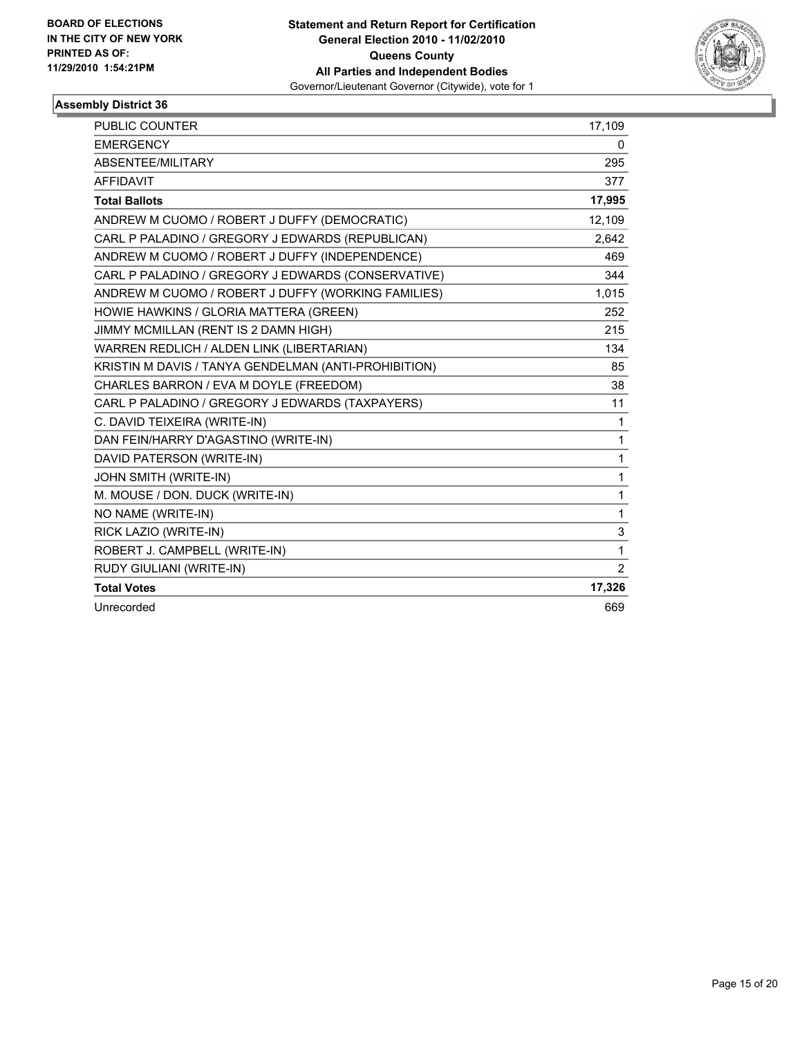**BOARD OF ELECTIONS IN THE CITY OF NEW YORK PRINTED AS OF: 11/29/2010 1:54:21PM**

**Statement and Return Report for Certification General Election 2010 - 11/02/2010 Queens County All Parties and Independent Bodies**
Governor/Lieutenant Governor (Citywide), vote for 1

## Assembly District 36

| | |
|---|---|
| PUBLIC COUNTER | 17,109 |
| EMERGENCY | 0 |
| ABSENTEE/MILITARY | 295 |
| AFFIDAVIT | 377 |
| **Total Ballots** | **17,995** |
| ANDREW M CUOMO / ROBERT J DUFFY (DEMOCRATIC) | 12,109 |
| CARL P PALADINO / GREGORY J EDWARDS (REPUBLICAN) | 2,642 |
| ANDREW M CUOMO / ROBERT J DUFFY (INDEPENDENCE) | 469 |
| CARL P PALADINO / GREGORY J EDWARDS (CONSERVATIVE) | 344 |
| ANDREW M CUOMO / ROBERT J DUFFY (WORKING FAMILIES) | 1,015 |
| HOWIE HAWKINS / GLORIA MATTERA (GREEN) | 252 |
| JIMMY MCMILLAN (RENT IS 2 DAMN HIGH) | 215 |
| WARREN REDLICH / ALDEN LINK (LIBERTARIAN) | 134 |
| KRISTIN M DAVIS / TANYA GENDELMAN (ANTI-PROHIBITION) | 85 |
| CHARLES BARRON / EVA M DOYLE (FREEDOM) | 38 |
| CARL P PALADINO / GREGORY J EDWARDS (TAXPAYERS) | 11 |
| C. DAVID TEIXEIRA (WRITE-IN) | 1 |
| DAN FEIN/HARRY D'AGASTINO (WRITE-IN) | 1 |
| DAVID PATERSON (WRITE-IN) | 1 |
| JOHN SMITH (WRITE-IN) | 1 |
| M. MOUSE / DON. DUCK (WRITE-IN) | 1 |
| NO NAME (WRITE-IN) | 1 |
| RICK LAZIO (WRITE-IN) | 3 |
| ROBERT J. CAMPBELL (WRITE-IN) | 1 |
| RUDY GIULIANI (WRITE-IN) | 2 |
| **Total Votes** | **17,326** |
| Unrecorded | 669 |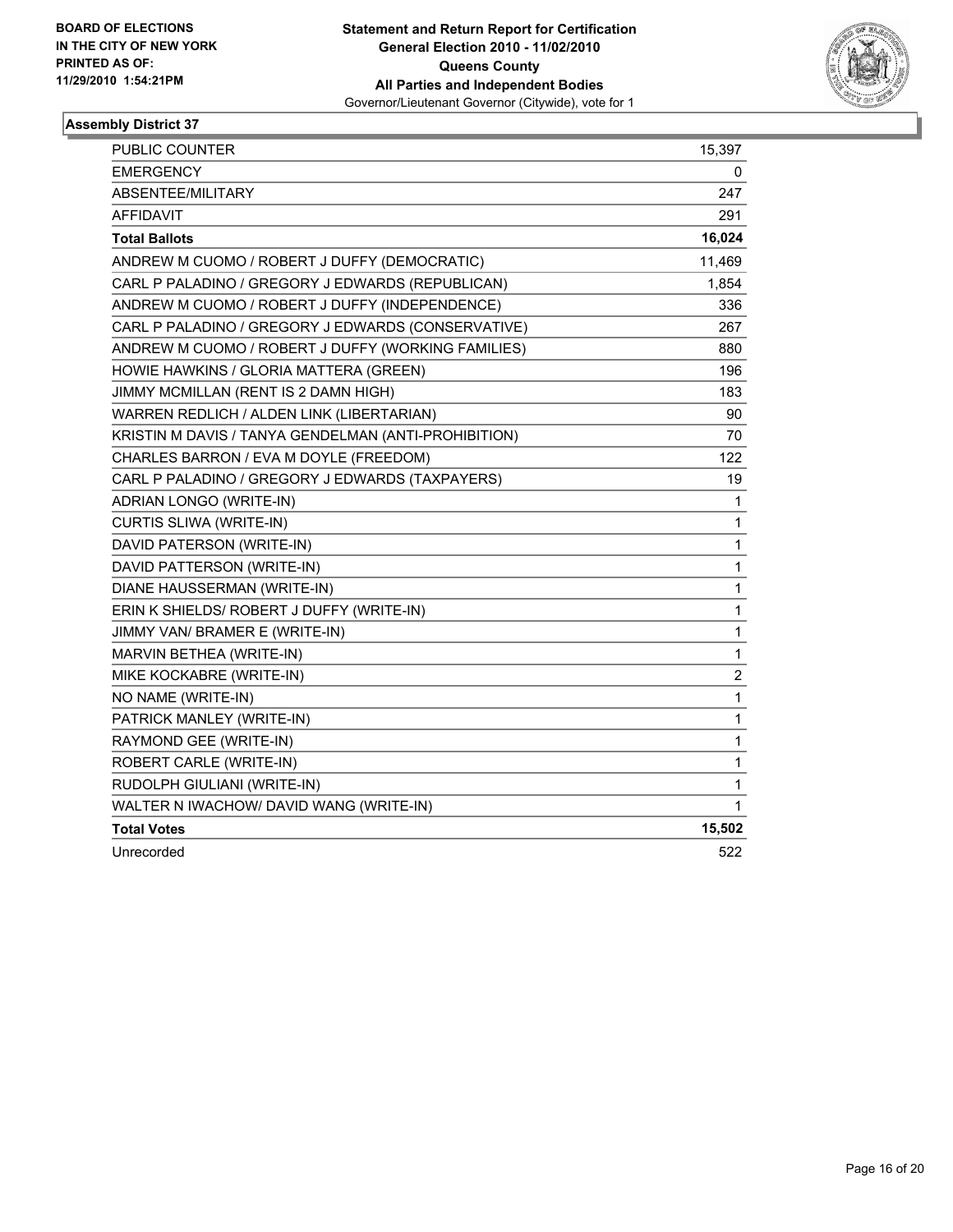**BOARD OF ELECTIONS IN THE CITY OF NEW YORK PRINTED AS OF: 11/29/2010 1:54:21PM**

**Statement and Return Report for Certification**
**General Election 2010 - 11/02/2010**
**Queens County**
**All Parties and Independent Bodies**
Governor/Lieutenant Governor (Citywide), vote for 1

## Assembly District 37

| | |
|---|---|
| PUBLIC COUNTER | 15,397 |
| EMERGENCY | 0 |
| ABSENTEE/MILITARY | 247 |
| AFFIDAVIT | 291 |
| **Total Ballots** | **16,024** |
| ANDREW M CUOMO / ROBERT J DUFFY (DEMOCRATIC) | 11,469 |
| CARL P PALADINO / GREGORY J EDWARDS (REPUBLICAN) | 1,854 |
| ANDREW M CUOMO / ROBERT J DUFFY (INDEPENDENCE) | 336 |
| CARL P PALADINO / GREGORY J EDWARDS (CONSERVATIVE) | 267 |
| ANDREW M CUOMO / ROBERT J DUFFY (WORKING FAMILIES) | 880 |
| HOWIE HAWKINS / GLORIA MATTERA (GREEN) | 196 |
| JIMMY MCMILLAN (RENT IS 2 DAMN HIGH) | 183 |
| WARREN REDLICH / ALDEN LINK (LIBERTARIAN) | 90 |
| KRISTIN M DAVIS / TANYA GENDELMAN (ANTI-PROHIBITION) | 70 |
| CHARLES BARRON / EVA M DOYLE (FREEDOM) | 122 |
| CARL P PALADINO / GREGORY J EDWARDS (TAXPAYERS) | 19 |
| ADRIAN LONGO (WRITE-IN) | 1 |
| CURTIS SLIWA (WRITE-IN) | 1 |
| DAVID PATERSON (WRITE-IN) | 1 |
| DAVID PATTERSON (WRITE-IN) | 1 |
| DIANE HAUSSERMAN (WRITE-IN) | 1 |
| ERIN K SHIELDS/ ROBERT J DUFFY (WRITE-IN) | 1 |
| JIMMY VAN/ BRAMER E (WRITE-IN) | 1 |
| MARVIN BETHEA (WRITE-IN) | 1 |
| MIKE KOCKABRE (WRITE-IN) | 2 |
| NO NAME (WRITE-IN) | 1 |
| PATRICK MANLEY (WRITE-IN) | 1 |
| RAYMOND GEE (WRITE-IN) | 1 |
| ROBERT CARLE (WRITE-IN) | 1 |
| RUDOLPH GIULIANI (WRITE-IN) | 1 |
| WALTER N IWACHOW/ DAVID WANG (WRITE-IN) | 1 |
| **Total Votes** | **15,502** |
| Unrecorded | 522 |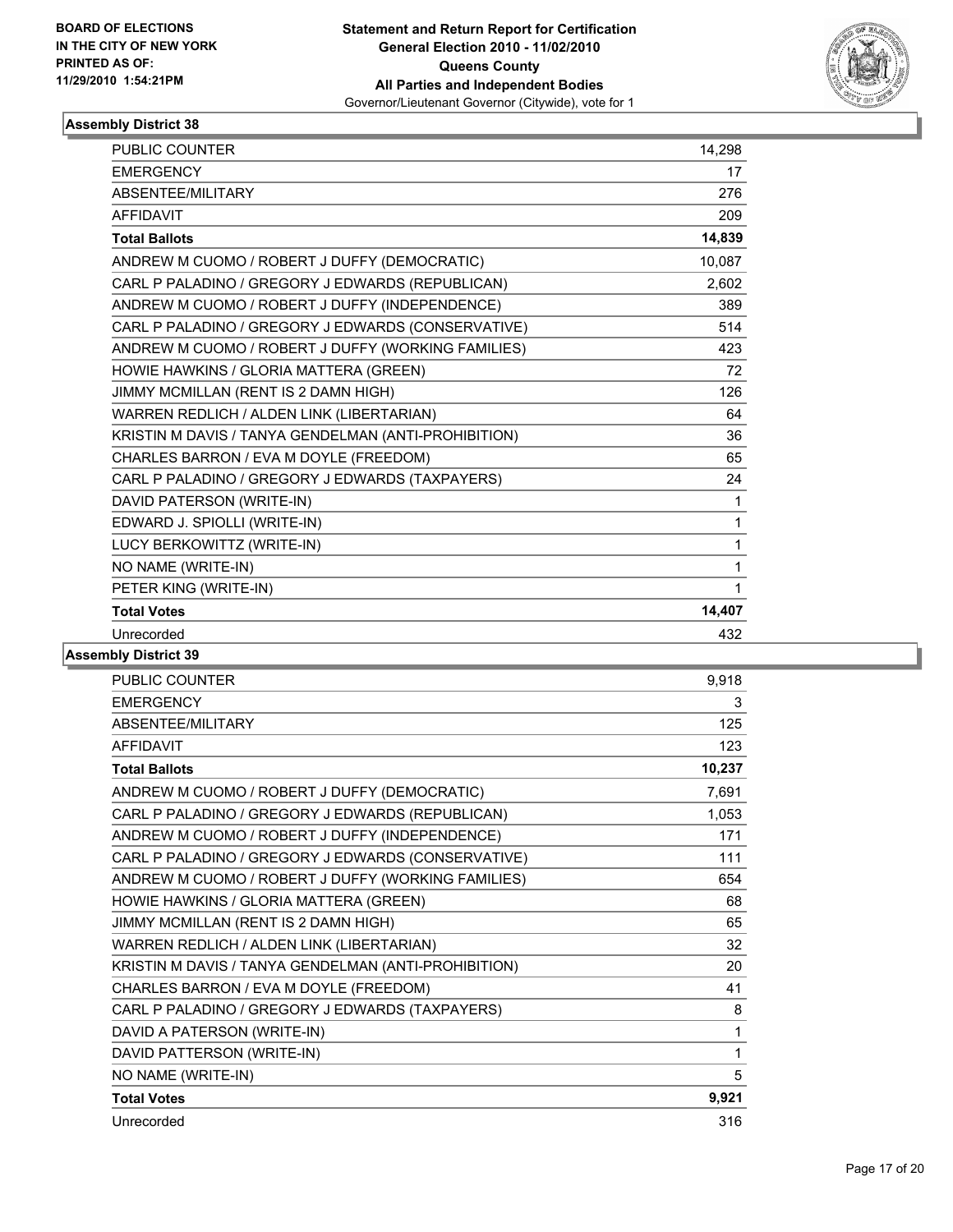BOARD OF ELECTIONS
IN THE CITY OF NEW YORK
PRINTED AS OF:
11/29/2010 1:54:21PM

**Statement and Return Report for Certification**
**General Election 2010 - 11/02/2010**
**Queens County**
**All Parties and Independent Bodies**
Governor/Lieutenant Governor (Citywide), vote for 1

## Assembly District 38

| | |
|---|---|
| PUBLIC COUNTER | 14,298 |
| EMERGENCY | 17 |
| ABSENTEE/MILITARY | 276 |
| AFFIDAVIT | 209 |
| **Total Ballots** | **14,839** |
| ANDREW M CUOMO / ROBERT J DUFFY (DEMOCRATIC) | 10,087 |
| CARL P PALADINO / GREGORY J EDWARDS (REPUBLICAN) | 2,602 |
| ANDREW M CUOMO / ROBERT J DUFFY (INDEPENDENCE) | 389 |
| CARL P PALADINO / GREGORY J EDWARDS (CONSERVATIVE) | 514 |
| ANDREW M CUOMO / ROBERT J DUFFY (WORKING FAMILIES) | 423 |
| HOWIE HAWKINS / GLORIA MATTERA (GREEN) | 72 |
| JIMMY MCMILLAN (RENT IS 2 DAMN HIGH) | 126 |
| WARREN REDLICH / ALDEN LINK (LIBERTARIAN) | 64 |
| KRISTIN M DAVIS / TANYA GENDELMAN (ANTI-PROHIBITION) | 36 |
| CHARLES BARRON / EVA M DOYLE (FREEDOM) | 65 |
| CARL P PALADINO / GREGORY J EDWARDS (TAXPAYERS) | 24 |
| DAVID PATERSON (WRITE-IN) | 1 |
| EDWARD J. SPIOLLI (WRITE-IN) | 1 |
| LUCY BERKOWITTZ (WRITE-IN) | 1 |
| NO NAME (WRITE-IN) | 1 |
| PETER KING (WRITE-IN) | 1 |
| **Total Votes** | **14,407** |
| Unrecorded | 432 |

## Assembly District 39

| | |
|---|---|
| PUBLIC COUNTER | 9,918 |
| EMERGENCY | 3 |
| ABSENTEE/MILITARY | 125 |
| AFFIDAVIT | 123 |
| **Total Ballots** | **10,237** |
| ANDREW M CUOMO / ROBERT J DUFFY (DEMOCRATIC) | 7,691 |
| CARL P PALADINO / GREGORY J EDWARDS (REPUBLICAN) | 1,053 |
| ANDREW M CUOMO / ROBERT J DUFFY (INDEPENDENCE) | 171 |
| CARL P PALADINO / GREGORY J EDWARDS (CONSERVATIVE) | 111 |
| ANDREW M CUOMO / ROBERT J DUFFY (WORKING FAMILIES) | 654 |
| HOWIE HAWKINS / GLORIA MATTERA (GREEN) | 68 |
| JIMMY MCMILLAN (RENT IS 2 DAMN HIGH) | 65 |
| WARREN REDLICH / ALDEN LINK (LIBERTARIAN) | 32 |
| KRISTIN M DAVIS / TANYA GENDELMAN (ANTI-PROHIBITION) | 20 |
| CHARLES BARRON / EVA M DOYLE (FREEDOM) | 41 |
| CARL P PALADINO / GREGORY J EDWARDS (TAXPAYERS) | 8 |
| DAVID A PATERSON (WRITE-IN) | 1 |
| DAVID PATTERSON (WRITE-IN) | 1 |
| NO NAME (WRITE-IN) | 5 |
| **Total Votes** | **9,921** |
| Unrecorded | 316 |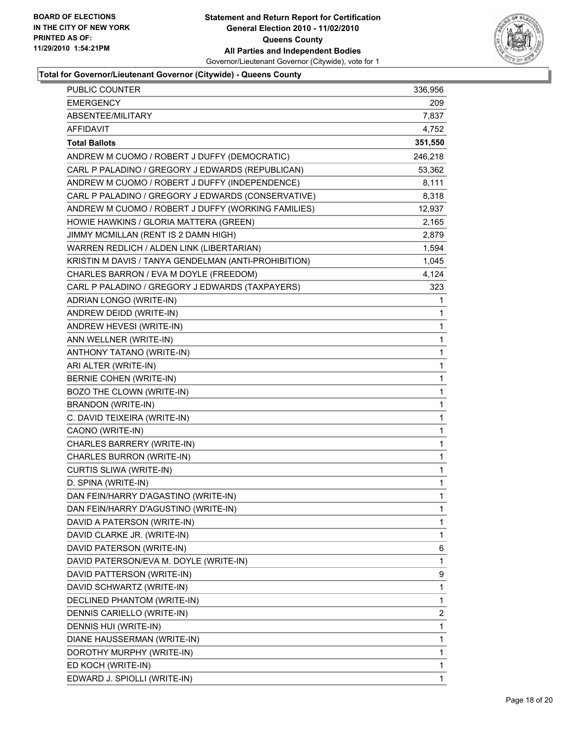**BOARD OF ELECTIONS IN THE CITY OF NEW YORK PRINTED AS OF: 11/29/2010 1:54:21PM**

# Statement and Return Report for Certification
## General Election 2010 - 11/02/2010
## Queens County
## All Parties and Independent Bodies
Governor/Lieutenant Governor (Citywide), vote for 1

### Total for Governor/Lieutenant Governor (Citywide) - Queens County

| | |
|---|---|
| PUBLIC COUNTER | 336,956 |
| EMERGENCY | 209 |
| ABSENTEE/MILITARY | 7,837 |
| AFFIDAVIT | 4,752 |
| **Total Ballots** | **351,550** |
| ANDREW M CUOMO / ROBERT J DUFFY (DEMOCRATIC) | 246,218 |
| CARL P PALADINO / GREGORY J EDWARDS (REPUBLICAN) | 53,362 |
| ANDREW M CUOMO / ROBERT J DUFFY (INDEPENDENCE) | 8,111 |
| CARL P PALADINO / GREGORY J EDWARDS (CONSERVATIVE) | 8,318 |
| ANDREW M CUOMO / ROBERT J DUFFY (WORKING FAMILIES) | 12,937 |
| HOWIE HAWKINS / GLORIA MATTERA (GREEN) | 2,165 |
| JIMMY MCMILLAN (RENT IS 2 DAMN HIGH) | 2,879 |
| WARREN REDLICH / ALDEN LINK (LIBERTARIAN) | 1,594 |
| KRISTIN M DAVIS / TANYA GENDELMAN (ANTI-PROHIBITION) | 1,045 |
| CHARLES BARRON / EVA M DOYLE (FREEDOM) | 4,124 |
| CARL P PALADINO / GREGORY J EDWARDS (TAXPAYERS) | 323 |
| ADRIAN LONGO (WRITE-IN) | 1 |
| ANDREW DEIDD (WRITE-IN) | 1 |
| ANDREW HEVESI (WRITE-IN) | 1 |
| ANN WELLNER (WRITE-IN) | 1 |
| ANTHONY TATANO (WRITE-IN) | 1 |
| ARI ALTER (WRITE-IN) | 1 |
| BERNIE COHEN (WRITE-IN) | 1 |
| BOZO THE CLOWN (WRITE-IN) | 1 |
| BRANDON (WRITE-IN) | 1 |
| C. DAVID TEIXEIRA (WRITE-IN) | 1 |
| CAONO (WRITE-IN) | 1 |
| CHARLES BARRERY (WRITE-IN) | 1 |
| CHARLES BURRON (WRITE-IN) | 1 |
| CURTIS SLIWA (WRITE-IN) | 1 |
| D. SPINA (WRITE-IN) | 1 |
| DAN FEIN/HARRY D'AGASTINO (WRITE-IN) | 1 |
| DAN FEIN/HARRY D'AGUSTINO (WRITE-IN) | 1 |
| DAVID A PATERSON (WRITE-IN) | 1 |
| DAVID CLARKE JR. (WRITE-IN) | 1 |
| DAVID PATERSON (WRITE-IN) | 6 |
| DAVID PATERSON/EVA M. DOYLE (WRITE-IN) | 1 |
| DAVID PATTERSON (WRITE-IN) | 9 |
| DAVID SCHWARTZ (WRITE-IN) | 1 |
| DECLINED PHANTOM (WRITE-IN) | 1 |
| DENNIS CARIELLO (WRITE-IN) | 2 |
| DENNIS HUI (WRITE-IN) | 1 |
| DIANE HAUSSERMAN (WRITE-IN) | 1 |
| DOROTHY MURPHY (WRITE-IN) | 1 |
| ED KOCH (WRITE-IN) | 1 |
| EDWARD J. SPIOLLI (WRITE-IN) | 1 |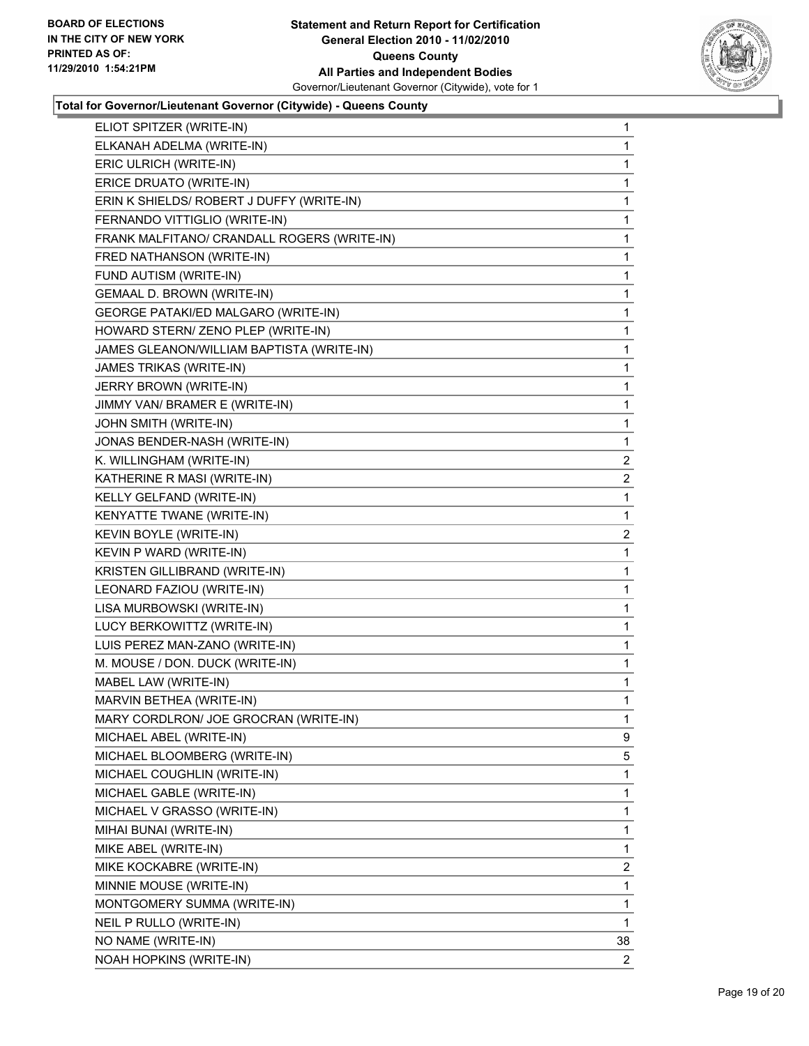**BOARD OF ELECTIONS IN THE CITY OF NEW YORK PRINTED AS OF: 11/29/2010 1:54:21PM**

**Statement and Return Report for Certification General Election 2010 - 11/02/2010 Queens County All Parties and Independent Bodies**
Governor/Lieutenant Governor (Citywide), vote for 1

**Total for Governor/Lieutenant Governor (Citywide) - Queens County**

| | |
|---|---|
| ELIOT SPITZER (WRITE-IN) | 1 |
| ELKANAH ADELMA (WRITE-IN) | 1 |
| ERIC ULRICH (WRITE-IN) | 1 |
| ERICE DRUATO (WRITE-IN) | 1 |
| ERIN K SHIELDS/ ROBERT J DUFFY (WRITE-IN) | 1 |
| FERNANDO VITTIGLIO (WRITE-IN) | 1 |
| FRANK MALFITANO/ CRANDALL ROGERS (WRITE-IN) | 1 |
| FRED NATHANSON (WRITE-IN) | 1 |
| FUND AUTISM (WRITE-IN) | 1 |
| GEMAAL D. BROWN (WRITE-IN) | 1 |
| GEORGE PATAKI/ED MALGARO (WRITE-IN) | 1 |
| HOWARD STERN/ ZENO PLEP (WRITE-IN) | 1 |
| JAMES GLEANON/WILLIAM BAPTISTA (WRITE-IN) | 1 |
| JAMES TRIKAS (WRITE-IN) | 1 |
| JERRY BROWN (WRITE-IN) | 1 |
| JIMMY VAN/ BRAMER E (WRITE-IN) | 1 |
| JOHN SMITH (WRITE-IN) | 1 |
| JONAS BENDER-NASH (WRITE-IN) | 1 |
| K. WILLINGHAM (WRITE-IN) | 2 |
| KATHERINE R MASI (WRITE-IN) | 2 |
| KELLY GELFAND (WRITE-IN) | 1 |
| KENYATTE TWANE (WRITE-IN) | 1 |
| KEVIN BOYLE (WRITE-IN) | 2 |
| KEVIN P WARD (WRITE-IN) | 1 |
| KRISTEN GILLIBRAND (WRITE-IN) | 1 |
| LEONARD FAZIOU (WRITE-IN) | 1 |
| LISA MURBOWSKI (WRITE-IN) | 1 |
| LUCY BERKOWITTZ (WRITE-IN) | 1 |
| LUIS PEREZ MAN-ZANO (WRITE-IN) | 1 |
| M. MOUSE / DON. DUCK (WRITE-IN) | 1 |
| MABEL LAW (WRITE-IN) | 1 |
| MARVIN BETHEA (WRITE-IN) | 1 |
| MARY CORDLRON/ JOE GROCRAN (WRITE-IN) | 1 |
| MICHAEL ABEL (WRITE-IN) | 9 |
| MICHAEL BLOOMBERG (WRITE-IN) | 5 |
| MICHAEL COUGHLIN (WRITE-IN) | 1 |
| MICHAEL GABLE (WRITE-IN) | 1 |
| MICHAEL V GRASSO (WRITE-IN) | 1 |
| MIHAI BUNAI (WRITE-IN) | 1 |
| MIKE ABEL (WRITE-IN) | 1 |
| MIKE KOCKABRE (WRITE-IN) | 2 |
| MINNIE MOUSE (WRITE-IN) | 1 |
| MONTGOMERY SUMMA (WRITE-IN) | 1 |
| NEIL P RULLO (WRITE-IN) | 1 |
| NO NAME (WRITE-IN) | 38 |
| NOAH HOPKINS (WRITE-IN) | 2 |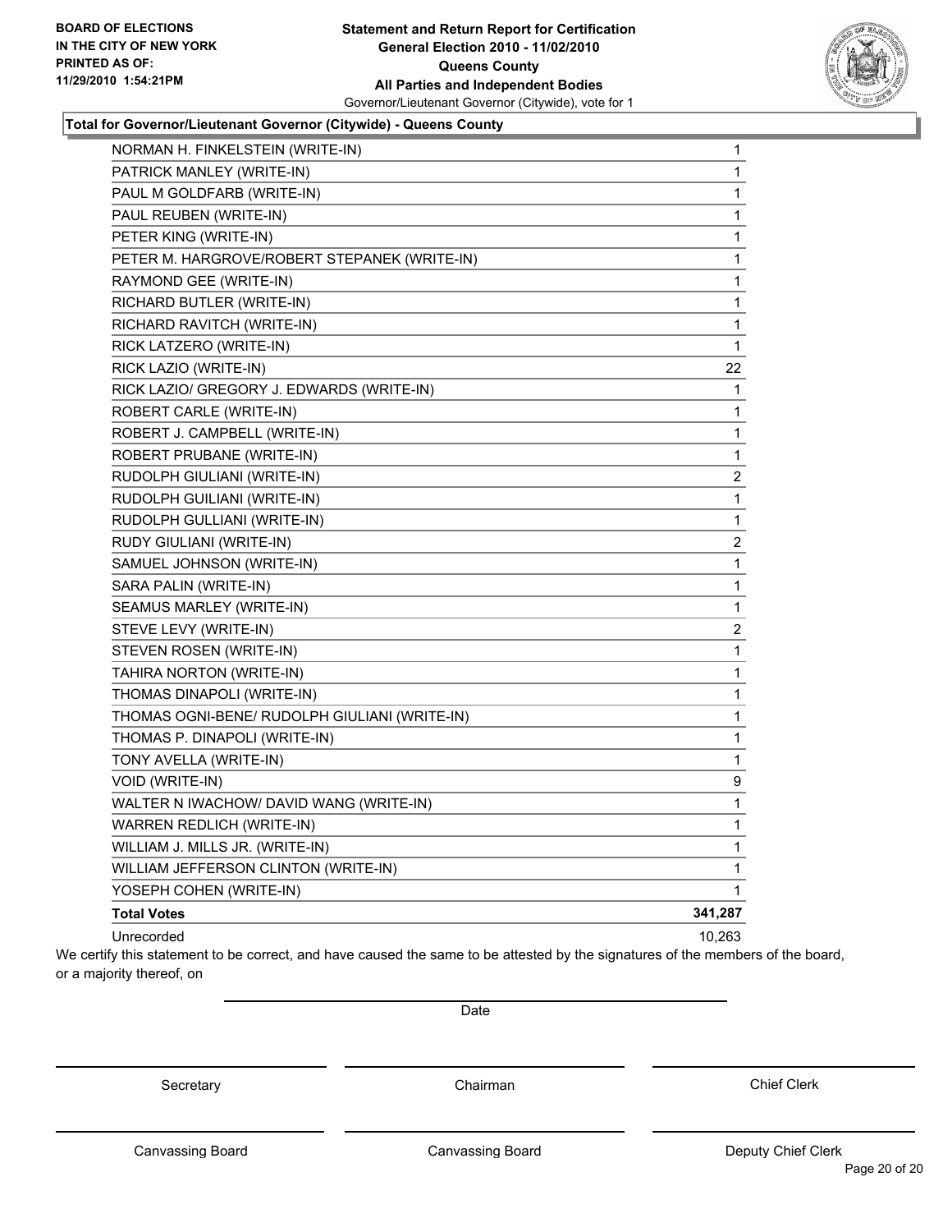**BOARD OF ELECTIONS IN THE CITY OF NEW YORK PRINTED AS OF: 11/29/2010 1:54:21PM**

**Statement and Return Report for Certification General Election 2010 - 11/02/2010 Queens County All Parties and Independent Bodies**

Governor/Lieutenant Governor (Citywide), vote for 1

### Total for Governor/Lieutenant Governor (Citywide) - Queens County

| | |
|---|---|
| NORMAN H. FINKELSTEIN (WRITE-IN) | 1 |
| PATRICK MANLEY (WRITE-IN) | 1 |
| PAUL M GOLDFARB (WRITE-IN) | 1 |
| PAUL REUBEN (WRITE-IN) | 1 |
| PETER KING (WRITE-IN) | 1 |
| PETER M. HARGROVE/ROBERT STEPANEK (WRITE-IN) | 1 |
| RAYMOND GEE (WRITE-IN) | 1 |
| RICHARD BUTLER (WRITE-IN) | 1 |
| RICHARD RAVITCH (WRITE-IN) | 1 |
| RICK LATZERO (WRITE-IN) | 1 |
| RICK LAZIO (WRITE-IN) | 22 |
| RICK LAZIO/ GREGORY J. EDWARDS (WRITE-IN) | 1 |
| ROBERT CARLE (WRITE-IN) | 1 |
| ROBERT J. CAMPBELL (WRITE-IN) | 1 |
| ROBERT PRUBANE (WRITE-IN) | 1 |
| RUDOLPH GIULIANI (WRITE-IN) | 2 |
| RUDOLPH GUILIANI (WRITE-IN) | 1 |
| RUDOLPH GULLIANI (WRITE-IN) | 1 |
| RUDY GIULIANI (WRITE-IN) | 2 |
| SAMUEL JOHNSON (WRITE-IN) | 1 |
| SARA PALIN (WRITE-IN) | 1 |
| SEAMUS MARLEY (WRITE-IN) | 1 |
| STEVE LEVY (WRITE-IN) | 2 |
| STEVEN ROSEN (WRITE-IN) | 1 |
| TAHIRA NORTON (WRITE-IN) | 1 |
| THOMAS DINAPOLI (WRITE-IN) | 1 |
| THOMAS OGNI-BENE/ RUDOLPH GIULIANI (WRITE-IN) | 1 |
| THOMAS P. DINAPOLI (WRITE-IN) | 1 |
| TONY AVELLA (WRITE-IN) | 1 |
| VOID (WRITE-IN) | 9 |
| WALTER N IWACHOW/ DAVID WANG (WRITE-IN) | 1 |
| WARREN REDLICH (WRITE-IN) | 1 |
| WILLIAM J. MILLS JR. (WRITE-IN) | 1 |
| WILLIAM JEFFERSON CLINTON (WRITE-IN) | 1 |
| YOSEPH COHEN (WRITE-IN) | 1 |
| **Total Votes** | **341,287** |
| Unrecorded | 10,263 |

We certify this statement to be correct, and have caused the same to be attested by the signatures of the members of the board, or a majority thereof, on

Date

Secretary | Chairman | Chief Clerk

Canvassing Board | Canvassing Board | Deputy Chief Clerk